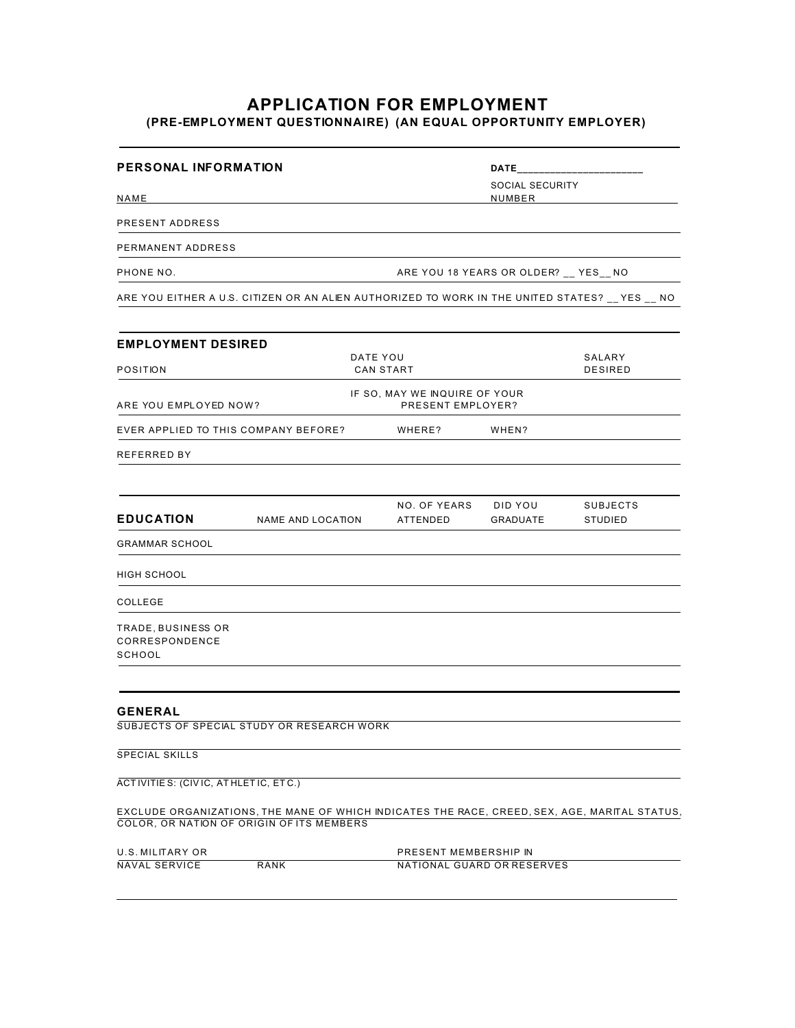# APPLICATION FOR EMPLOYMENT

### (PRE-EMPLOYMENT QUESTIONNAIRE) (AN EQUAL OPPORTUNITY EMPLOYER)

---

## PERSONAL INFORMATION

DATE________________________

NAME ____________________ SOCIAL SECURITY NUMBER ____________________

PRESENT ADDRESS ____________________

PERMANENT ADDRESS ____________________

PHONE NO. ____________________ ARE YOU 18 YEARS OR OLDER? __ YES__ NO

ARE YOU EITHER A U.S. CITIZEN OR AN ALIEN AUTHORIZED TO WORK IN THE UNITED STATES? __ YES __ NO

---

## EMPLOYMENT DESIRED

| POSITION | DATE YOU CAN START | SALARY DESIRED |
|---|---|---|
| | | |

| ARE YOU EMPLOYED NOW? | IF SO, MAY WE INQUIRE OF YOUR PRESENT EMPLOYER? |
|---|---|
| | |

| EVER APPLIED TO THIS COMPANY BEFORE? | WHERE? | WHEN? |
|---|---|---|
| | | |

REFERRED BY ____________________

---

## EDUCATION

| EDUCATION | NAME AND LOCATION | NO. OF YEARS ATTENDED | DID YOU GRADUATE | SUBJECTS STUDIED |
|---|---|---|---|---|
| GRAMMAR SCHOOL | | | | |
| HIGH SCHOOL | | | | |
| COLLEGE | | | | |
| TRADE, BUSINESS OR CORRESPONDENCE SCHOOL | | | | |

---

## GENERAL

SUBJECTS OF SPECIAL STUDY OR RESEARCH WORK ____________________

SPECIAL SKILLS ____________________

ACTIVITIES: (CIVIC, ATHLETIC, ETC.) ____________________

EXCLUDE ORGANIZATIONS, THE MANE OF WHICH INDICATES THE RACE, CREED, SEX, AGE, MARITAL STATUS, COLOR, OR NATION OF ORIGIN OF ITS MEMBERS

| U.S. MILITARY OR NAVAL SERVICE | RANK | PRESENT MEMBERSHIP IN NATIONAL GUARD OR RESERVES |
|---|---|---|
| | | |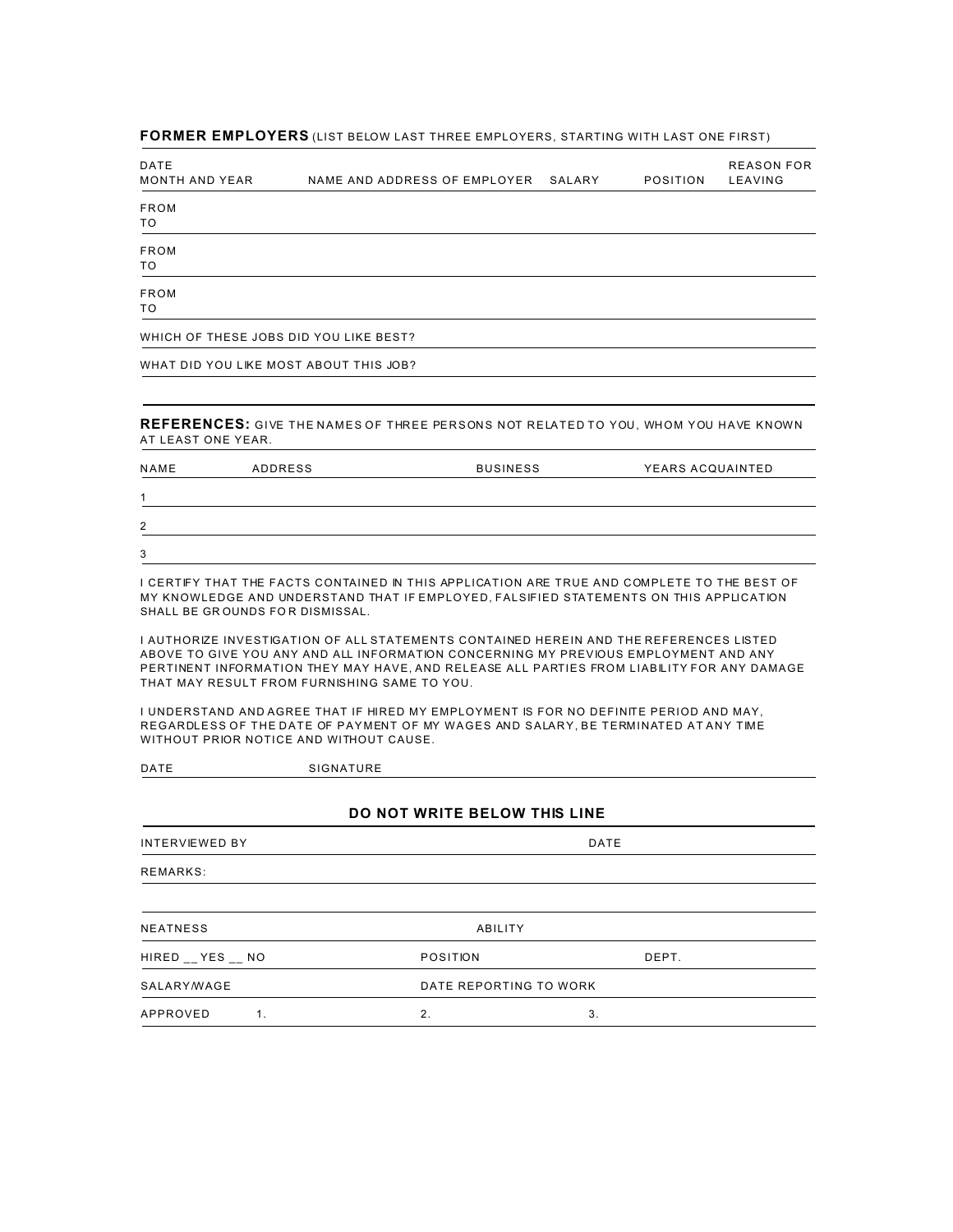## FORMER EMPLOYERS (LIST BELOW LAST THREE EMPLOYERS, STARTING WITH LAST ONE FIRST)

| DATE MONTH AND YEAR | NAME AND ADDRESS OF EMPLOYER | SALARY | POSITION | REASON FOR LEAVING |
|---|---|---|---|---|
| FROM<br>TO | | | | |
| FROM<br>TO | | | | |
| FROM<br>TO | | | | |

WHICH OF THESE JOBS DID YOU LIKE BEST?

WHAT DID YOU LIKE MOST ABOUT THIS JOB?

**REFERENCES:** GIVE THE NAMES OF THREE PERSONS NOT RELATED TO YOU, WHOM YOU HAVE KNOWN AT LEAST ONE YEAR.

| NAME | ADDRESS | BUSINESS | YEARS ACQUAINTED |
|---|---|---|---|
| 1 | | | |
| 2 | | | |
| 3 | | | |

I CERTIFY THAT THE FACTS CONTAINED IN THIS APPLICATION ARE TRUE AND COMPLETE TO THE BEST OF MY KNOWLEDGE AND UNDERSTAND THAT IF EMPLOYED, FALSIFIED STATEMENTS ON THIS APPLICATION SHALL BE GROUNDS FOR DISMISSAL.

I AUTHORIZE INVESTIGATION OF ALL STATEMENTS CONTAINED HEREIN AND THE REFERENCES LISTED ABOVE TO GIVE YOU ANY AND ALL INFORMATION CONCERNING MY PREVIOUS EMPLOYMENT AND ANY PERTINENT INFORMATION THEY MAY HAVE, AND RELEASE ALL PARTIES FROM LIABILITY FOR ANY DAMAGE THAT MAY RESULT FROM FURNISHING SAME TO YOU.

I UNDERSTAND AND AGREE THAT IF HIRED MY EMPLOYMENT IS FOR NO DEFINITE PERIOD AND MAY, REGARDLESS OF THE DATE OF PAYMENT OF MY WAGES AND SALARY, BE TERMINATED AT ANY TIME WITHOUT PRIOR NOTICE AND WITHOUT CAUSE.

DATE SIGNATURE

### DO NOT WRITE BELOW THIS LINE

INTERVIEWED BY DATE

REMARKS:

NEATNESS ABILITY

HIRED __ YES __ NO POSITION DEPT.

SALARY/WAGE DATE REPORTING TO WORK

APPROVED 1. 2. 3.